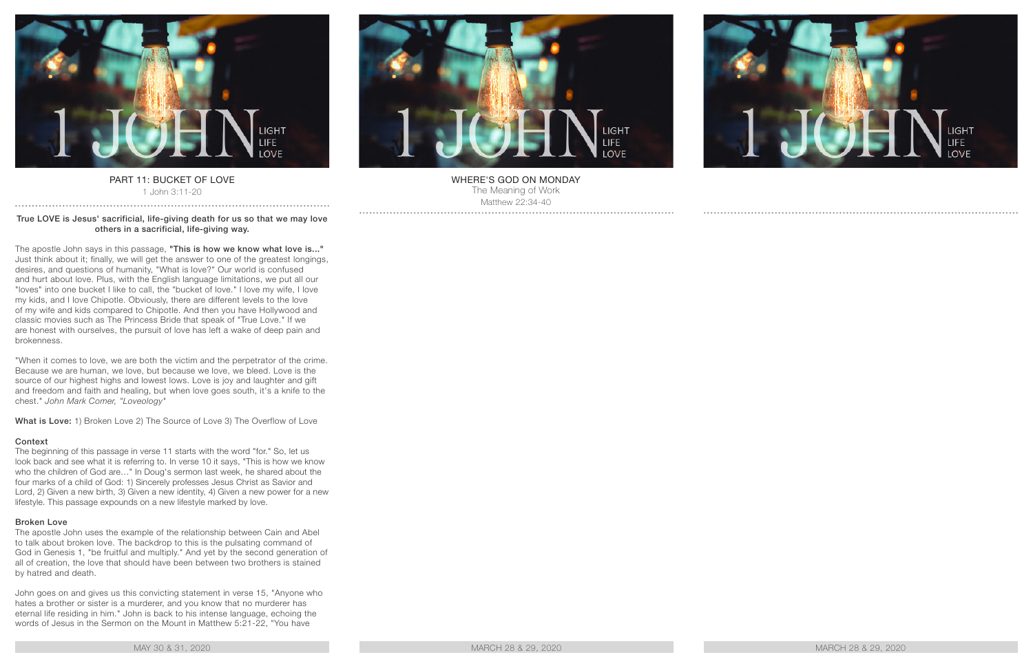1 JOHN
LIGHT
LIFE
LOVE

## PART 11: BUCKET OF LOVE

1 John 3:11-20

**True LOVE is Jesus' sacrificial, life-giving death for us so that we may love others in a sacrificial, life-giving way.**

The apostle John says in this passage, **"This is how we know what love is..."** Just think about it; finally, we will get the answer to one of the greatest longings, desires, and questions of humanity, "What is love?" Our world is confused and hurt about love. Plus, with the English language limitations, we put all our "loves" into one bucket I like to call, the "bucket of love." I love my wife, I love my kids, and I love Chipotle. Obviously, there are different levels to the love of my wife and kids compared to Chipotle. And then you have Hollywood and classic movies such as The Princess Bride that speak of "True Love." If we are honest with ourselves, the pursuit of love has left a wake of deep pain and brokenness.

"When it comes to love, we are both the victim and the perpetrator of the crime. Because we are human, we love, but because we love, we bleed. Love is the source of our highest highs and lowest lows. Love is joy and laughter and gift and freedom and faith and healing, but when love goes south, it's a knife to the chest." *John Mark Comer, "Loveology"*

**What is Love:** 1) Broken Love 2) The Source of Love 3) The Overflow of Love

### Context

The beginning of this passage in verse 11 starts with the word "for." So, let us look back and see what it is referring to. In verse 10 it says, "This is how we know who the children of God are..." In Doug's sermon last week, he shared about the four marks of a child of God: 1) Sincerely professes Jesus Christ as Savior and Lord, 2) Given a new birth, 3) Given a new identity, 4) Given a new power for a new lifestyle. This passage expounds on a new lifestyle marked by love.

### Broken Love

The apostle John uses the example of the relationship between Cain and Abel to talk about broken love. The backdrop to this is the pulsating command of God in Genesis 1, "be fruitful and multiply." And yet by the second generation of all of creation, the love that should have been between two brothers is stained by hatred and death.

John goes on and gives us this convicting statement in verse 15, "Anyone who hates a brother or sister is a murderer, and you know that no murderer has eternal life residing in him." John is back to his intense language, echoing the words of Jesus in the Sermon on the Mount in Matthew 5:21-22, "You have

MAY 30 & 31, 2020

1 JOHN
LIGHT
LIFE
LOVE

## WHERE'S GOD ON MONDAY

The Meaning of Work

Matthew 22:34-40

MARCH 28 & 29, 2020

1 JOHN
LIGHT
LIFE
LOVE

MARCH 28 & 29, 2020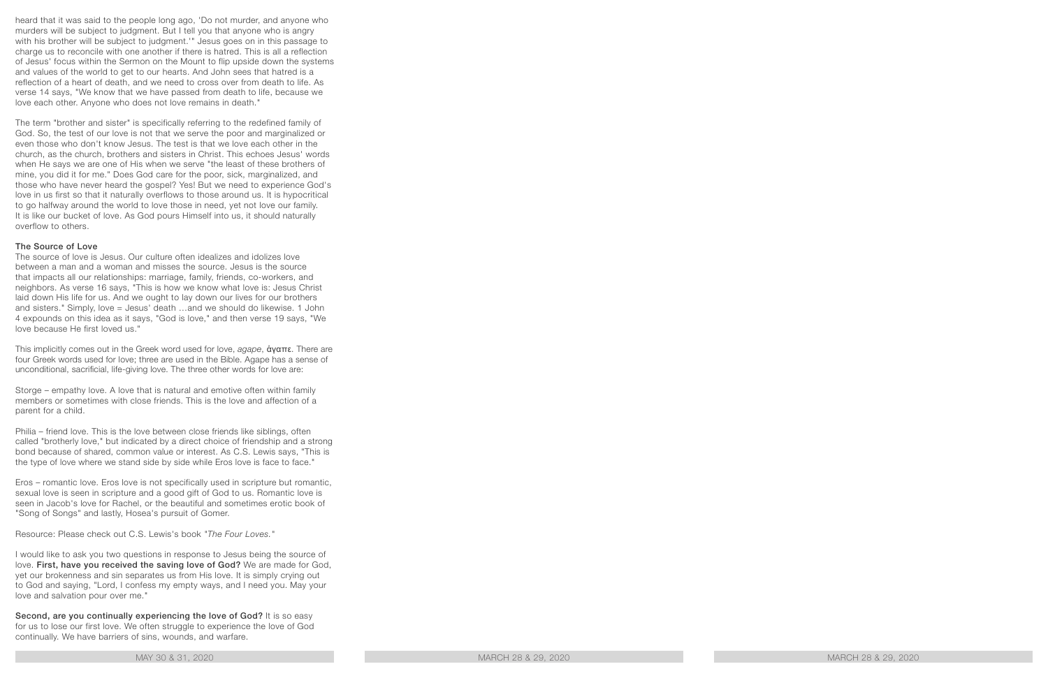heard that it was said to the people long ago, 'Do not murder, and anyone who murders will be subject to judgment. But I tell you that anyone who is angry with his brother will be subject to judgment.'" Jesus goes on in this passage to charge us to reconcile with one another if there is hatred. This is all a reflection of Jesus' focus within the Sermon on the Mount to flip upside down the systems and values of the world to get to our hearts. And John sees that hatred is a reflection of a heart of death, and we need to cross over from death to life. As verse 14 says, "We know that we have passed from death to life, because we love each other. Anyone who does not love remains in death."

The term "brother and sister" is specifically referring to the redefined family of God. So, the test of our love is not that we serve the poor and marginalized or even those who don't know Jesus. The test is that we love each other in the church, as the church, brothers and sisters in Christ. This echoes Jesus' words when He says we are one of His when we serve "the least of these brothers of mine, you did it for me." Does God care for the poor, sick, marginalized, and those who have never heard the gospel? Yes! But we need to experience God's love in us first so that it naturally overflows to those around us. It is hypocritical to go halfway around the world to love those in need, yet not love our family. It is like our bucket of love. As God pours Himself into us, it should naturally overflow to others.

**The Source of Love**

The source of love is Jesus. Our culture often idealizes and idolizes love between a man and a woman and misses the source. Jesus is the source that impacts all our relationships: marriage, family, friends, co-workers, and neighbors. As verse 16 says, "This is how we know what love is: Jesus Christ laid down His life for us. And we ought to lay down our lives for our brothers and sisters." Simply, love = Jesus' death …and we should do likewise. 1 John 4 expounds on this idea as it says, "God is love," and then verse 19 says, "We love because He first loved us."

This implicitly comes out in the Greek word used for love, *agape*, ἀγαπε. There are four Greek words used for love; three are used in the Bible. Agape has a sense of unconditional, sacrificial, life-giving love. The three other words for love are:

Storge – empathy love. A love that is natural and emotive often within family members or sometimes with close friends. This is the love and affection of a parent for a child.

Philia – friend love. This is the love between close friends like siblings, often called "brotherly love," but indicated by a direct choice of friendship and a strong bond because of shared, common value or interest. As C.S. Lewis says, "This is the type of love where we stand side by side while Eros love is face to face."

Eros – romantic love. Eros love is not specifically used in scripture but romantic, sexual love is seen in scripture and a good gift of God to us. Romantic love is seen in Jacob's love for Rachel, or the beautiful and sometimes erotic book of "Song of Songs" and lastly, Hosea's pursuit of Gomer.

Resource: Please check out C.S. Lewis's book *"The Four Loves."*

I would like to ask you two questions in response to Jesus being the source of love. **First, have you received the saving love of God?** We are made for God, yet our brokenness and sin separates us from His love. It is simply crying out to God and saying, "Lord, I confess my empty ways, and I need you. May your love and salvation pour over me."

**Second, are you continually experiencing the love of God?** It is so easy for us to lose our first love. We often struggle to experience the love of God continually. We have barriers of sins, wounds, and warfare.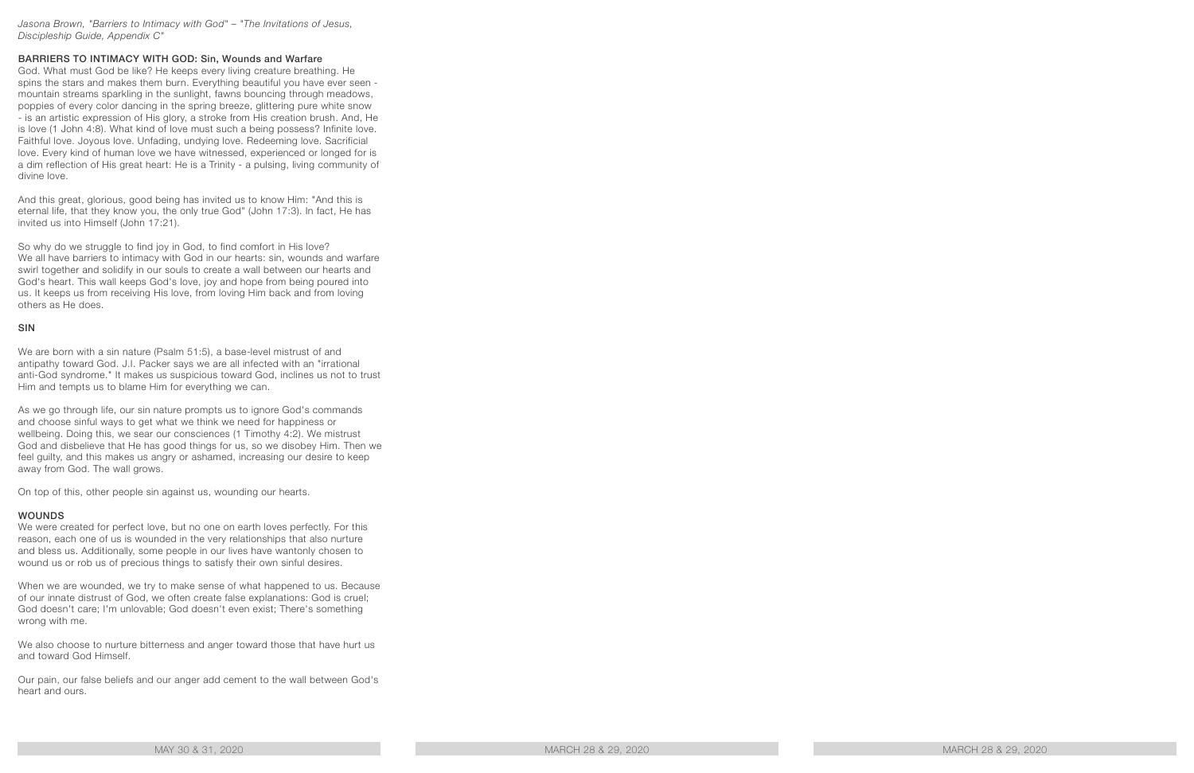*Jasona Brown, "Barriers to Intimacy with God" – "The Invitations of Jesus, Discipleship Guide, Appendix C"*

## BARRIERS TO INTIMACY WITH GOD: Sin, Wounds and Warfare

God. What must God be like? He keeps every living creature breathing. He spins the stars and makes them burn. Everything beautiful you have ever seen - mountain streams sparkling in the sunlight, fawns bouncing through meadows, poppies of every color dancing in the spring breeze, glittering pure white snow - is an artistic expression of His glory, a stroke from His creation brush. And, He is love (1 John 4:8). What kind of love must such a being possess? Infinite love. Faithful love. Joyous love. Unfading, undying love. Redeeming love. Sacrificial love. Every kind of human love we have witnessed, experienced or longed for is a dim reflection of His great heart: He is a Trinity - a pulsing, living community of divine love.

And this great, glorious, good being has invited us to know Him: "And this is eternal life, that they know you, the only true God" (John 17:3). In fact, He has invited us into Himself (John 17:21).

So why do we struggle to find joy in God, to find comfort in His love?
We all have barriers to intimacy with God in our hearts: sin, wounds and warfare swirl together and solidify in our souls to create a wall between our hearts and God's heart. This wall keeps God's love, joy and hope from being poured into us. It keeps us from receiving His love, from loving Him back and from loving others as He does.

### SIN

We are born with a sin nature (Psalm 51:5), a base-level mistrust of and antipathy toward God. J.I. Packer says we are all infected with an "irrational anti-God syndrome." It makes us suspicious toward God, inclines us not to trust Him and tempts us to blame Him for everything we can.

As we go through life, our sin nature prompts us to ignore God's commands and choose sinful ways to get what we think we need for happiness or wellbeing. Doing this, we sear our consciences (1 Timothy 4:2). We mistrust God and disbelieve that He has good things for us, so we disobey Him. Then we feel guilty, and this makes us angry or ashamed, increasing our desire to keep away from God. The wall grows.

On top of this, other people sin against us, wounding our hearts.

### WOUNDS

We were created for perfect love, but no one on earth loves perfectly. For this reason, each one of us is wounded in the very relationships that also nurture and bless us. Additionally, some people in our lives have wantonly chosen to wound us or rob us of precious things to satisfy their own sinful desires.

When we are wounded, we try to make sense of what happened to us. Because of our innate distrust of God, we often create false explanations: God is cruel; God doesn't care; I'm unlovable; God doesn't even exist; There's something wrong with me.

We also choose to nurture bitterness and anger toward those that have hurt us and toward God Himself.

Our pain, our false beliefs and our anger add cement to the wall between God's heart and ours.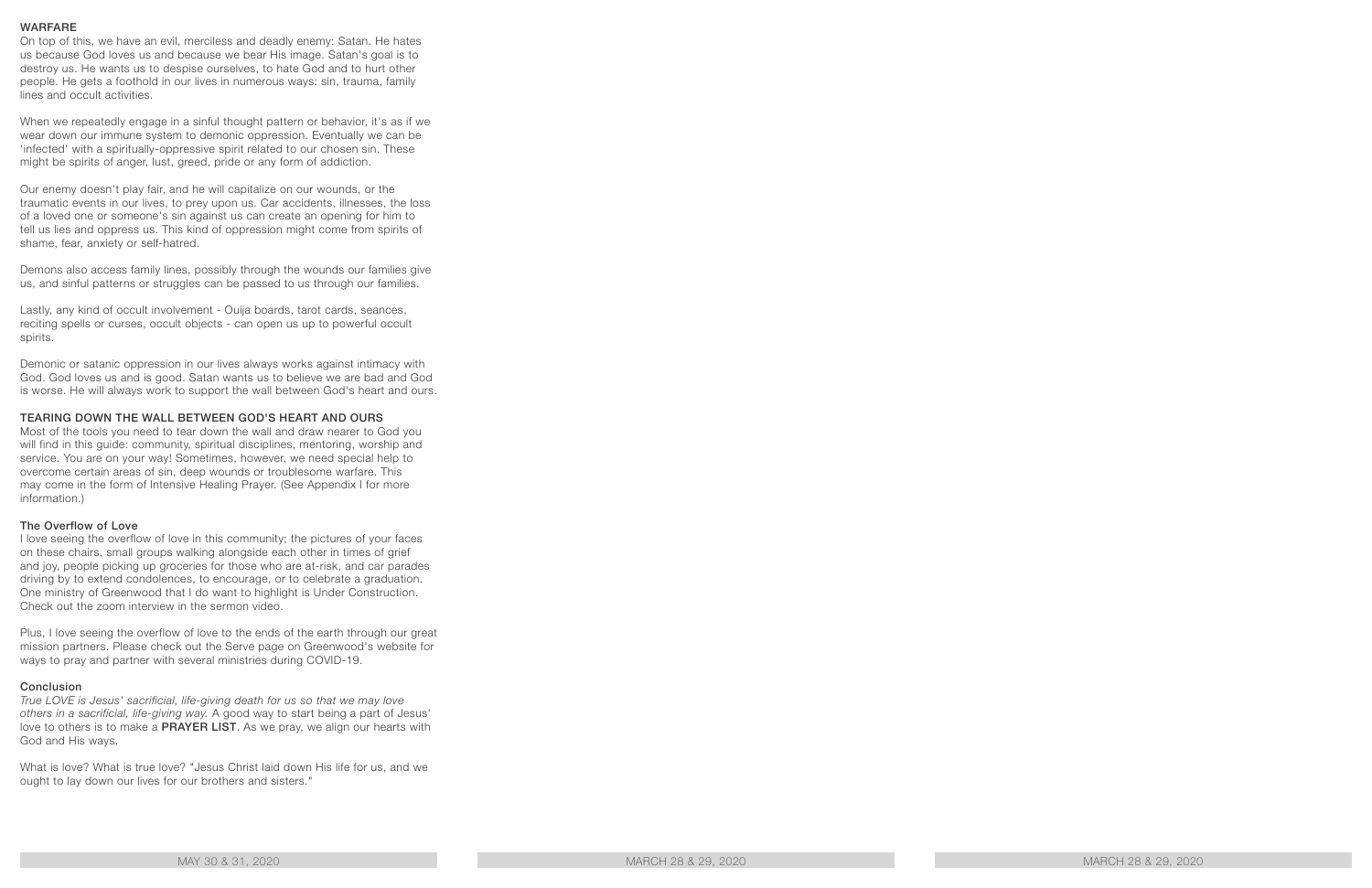## WARFARE

On top of this, we have an evil, merciless and deadly enemy: Satan. He hates us because God loves us and because we bear His image. Satan's goal is to destroy us. He wants us to despise ourselves, to hate God and to hurt other people. He gets a foothold in our lives in numerous ways: sin, trauma, family lines and occult activities.

When we repeatedly engage in a sinful thought pattern or behavior, it's as if we wear down our immune system to demonic oppression. Eventually we can be 'infected' with a spiritually-oppressive spirit related to our chosen sin. These might be spirits of anger, lust, greed, pride or any form of addiction.

Our enemy doesn't play fair, and he will capitalize on our wounds, or the traumatic events in our lives, to prey upon us. Car accidents, illnesses, the loss of a loved one or someone's sin against us can create an opening for him to tell us lies and oppress us. This kind of oppression might come from spirits of shame, fear, anxiety or self-hatred.

Demons also access family lines, possibly through the wounds our families give us, and sinful patterns or struggles can be passed to us through our families.

Lastly, any kind of occult involvement - Ouija boards, tarot cards, seances, reciting spells or curses, occult objects - can open us up to powerful occult spirits.

Demonic or satanic oppression in our lives always works against intimacy with God. God loves us and is good. Satan wants us to believe we are bad and God is worse. He will always work to support the wall between God's heart and ours.

## TEARING DOWN THE WALL BETWEEN GOD'S HEART AND OURS

Most of the tools you need to tear down the wall and draw nearer to God you will find in this guide: community, spiritual disciplines, mentoring, worship and service. You are on your way! Sometimes, however, we need special help to overcome certain areas of sin, deep wounds or troublesome warfare. This may come in the form of Intensive Healing Prayer. (See Appendix I for more information.)

### The Overflow of Love

I love seeing the overflow of love in this community; the pictures of your faces on these chairs, small groups walking alongside each other in times of grief and joy, people picking up groceries for those who are at-risk, and car parades driving by to extend condolences, to encourage, or to celebrate a graduation. One ministry of Greenwood that I do want to highlight is Under Construction. Check out the zoom interview in the sermon video.

Plus, I love seeing the overflow of love to the ends of the earth through our great mission partners. Please check out the Serve page on Greenwood's website for ways to pray and partner with several ministries during COVID-19.

### Conclusion

*True LOVE is Jesus' sacrificial, life-giving death for us so that we may love others in a sacrificial, life-giving way.* A good way to start being a part of Jesus' love to others is to make a **PRAYER LIST**. As we pray, we align our hearts with God and His ways.

What is love? What is true love? "Jesus Christ laid down His life for us, and we ought to lay down our lives for our brothers and sisters."